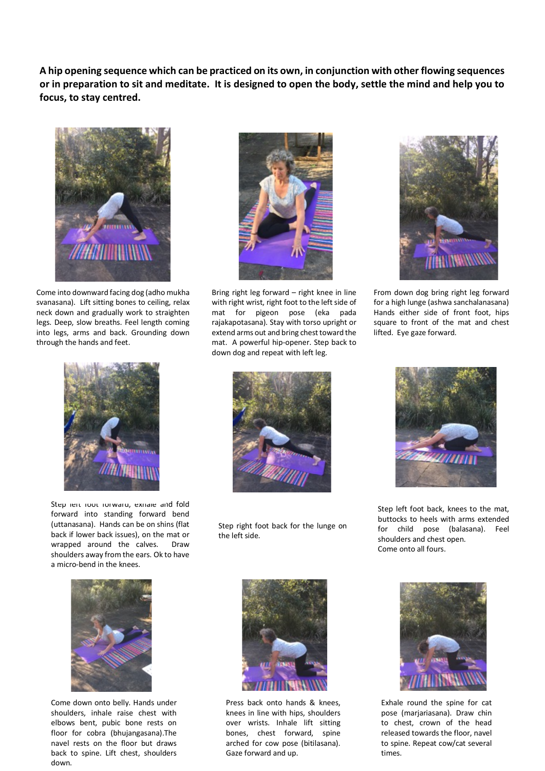**A hip opening sequence which can be practiced on its own, in conjunction with other flowing sequences or in preparation to sit and meditate. It is designed to open the body, settle the mind and help you to focus, to stay centred.**

Come into downward facing dog (adho mukha svanasana). Lift sitting bones to ceiling, relax neck down and gradually work to straighten legs. Deep, slow breaths. Feel length coming into legs, arms and back. Grounding down through the hands and feet.

Bring right leg forward – right knee in line with right wrist, right foot to the left side of mat for pigeon pose (eka pada rajakapotasana). Stay with torso upright or extend arms out and bring chest toward the mat. A powerful hip-opener. Step back to down dog and repeat with left leg.

From down dog bring right leg forward for a high lunge (ashwa sanchalanasana) Hands either side of front foot, hips square to front of the mat and chest lifted. Eye gaze forward.

Step left foot forward, exhale and fold forward into standing forward bend (uttanasana). Hands can be on shins (flat back if lower back issues), on the mat or wrapped around the calves. Draw shoulders away from the ears. Ok to have a micro-bend in the knees.

Step right foot back for the lunge on the left side.

Step left foot back, knees to the mat, buttocks to heels with arms extended for child pose (balasana). Feel shoulders and chest open.
Come onto all fours.

Come down onto belly. Hands under shoulders, inhale raise chest with elbows bent, pubic bone rests on floor for cobra (bhujangasana).The navel rests on the floor but draws back to spine. Lift chest, shoulders down.

Press back onto hands & knees, knees in line with hips, shoulders over wrists. Inhale lift sitting bones, chest forward, spine arched for cow pose (bitilasana). Gaze forward and up.

Exhale round the spine for cat pose (marjariasana). Draw chin to chest, crown of the head released towards the floor, navel to spine. Repeat cow/cat several times.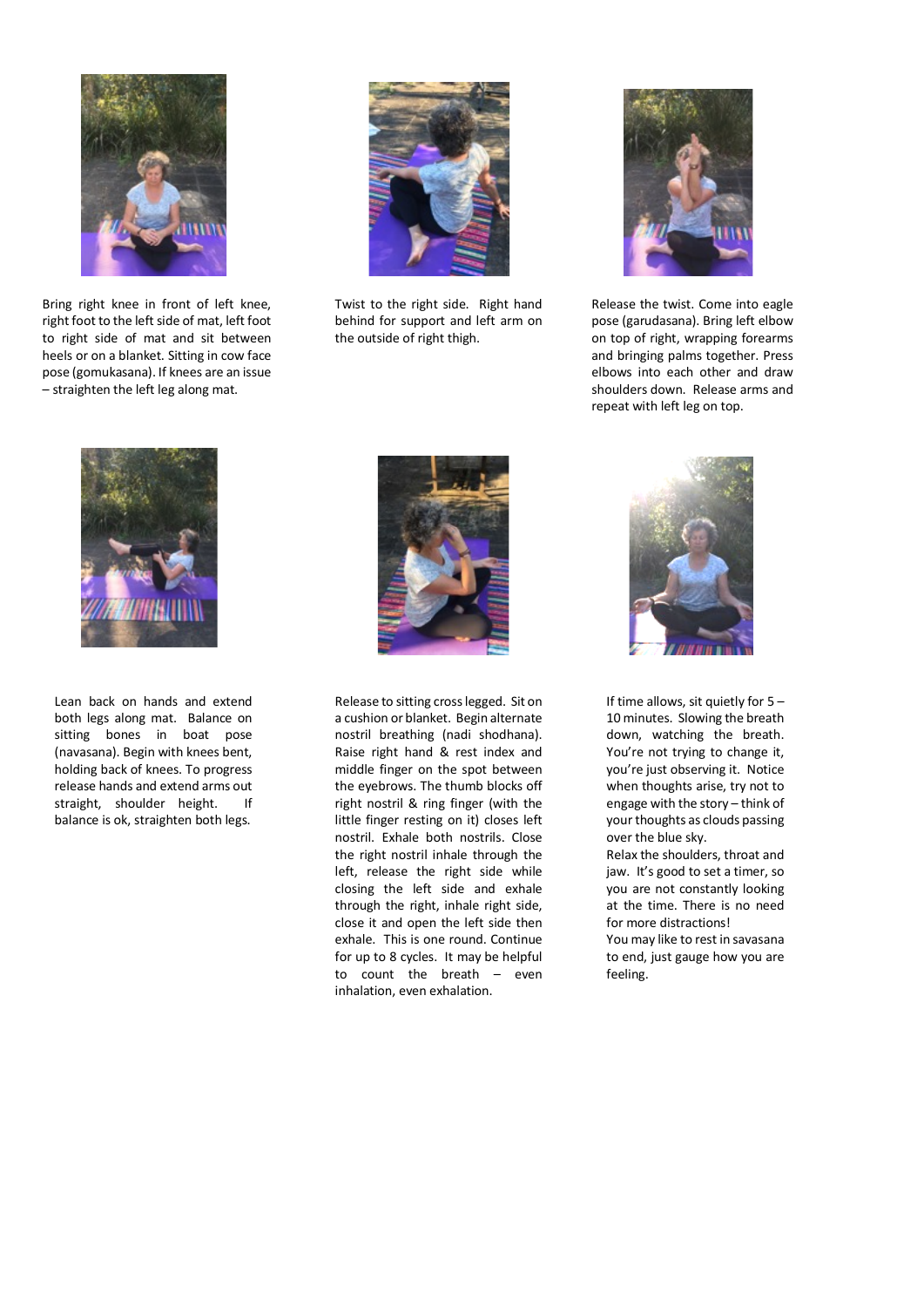Bring right knee in front of left knee, right foot to the left side of mat, left foot to right side of mat and sit between heels or on a blanket. Sitting in cow face pose (gomukasana). If knees are an issue – straighten the left leg along mat.

Twist to the right side. Right hand behind for support and left arm on the outside of right thigh.

Release the twist. Come into eagle pose (garudasana). Bring left elbow on top of right, wrapping forearms and bringing palms together. Press elbows into each other and draw shoulders down. Release arms and repeat with left leg on top.

Lean back on hands and extend both legs along mat. Balance on sitting bones in boat pose (navasana). Begin with knees bent, holding back of knees. To progress release hands and extend arms out straight, shoulder height. If balance is ok, straighten both legs.

Release to sitting cross legged. Sit on a cushion or blanket. Begin alternate nostril breathing (nadi shodhana). Raise right hand & rest index and middle finger on the spot between the eyebrows. The thumb blocks off right nostril & ring finger (with the little finger resting on it) closes left nostril. Exhale both nostrils. Close the right nostril inhale through the left, release the right side while closing the left side and exhale through the right, inhale right side, close it and open the left side then exhale. This is one round. Continue for up to 8 cycles. It may be helpful to count the breath – even inhalation, even exhalation.

If time allows, sit quietly for 5 – 10 minutes. Slowing the breath down, watching the breath. You're not trying to change it, you're just observing it. Notice when thoughts arise, try not to engage with the story – think of your thoughts as clouds passing over the blue sky.

Relax the shoulders, throat and jaw. It's good to set a timer, so you are not constantly looking at the time. There is no need for more distractions!

You may like to rest in savasana to end, just gauge how you are feeling.